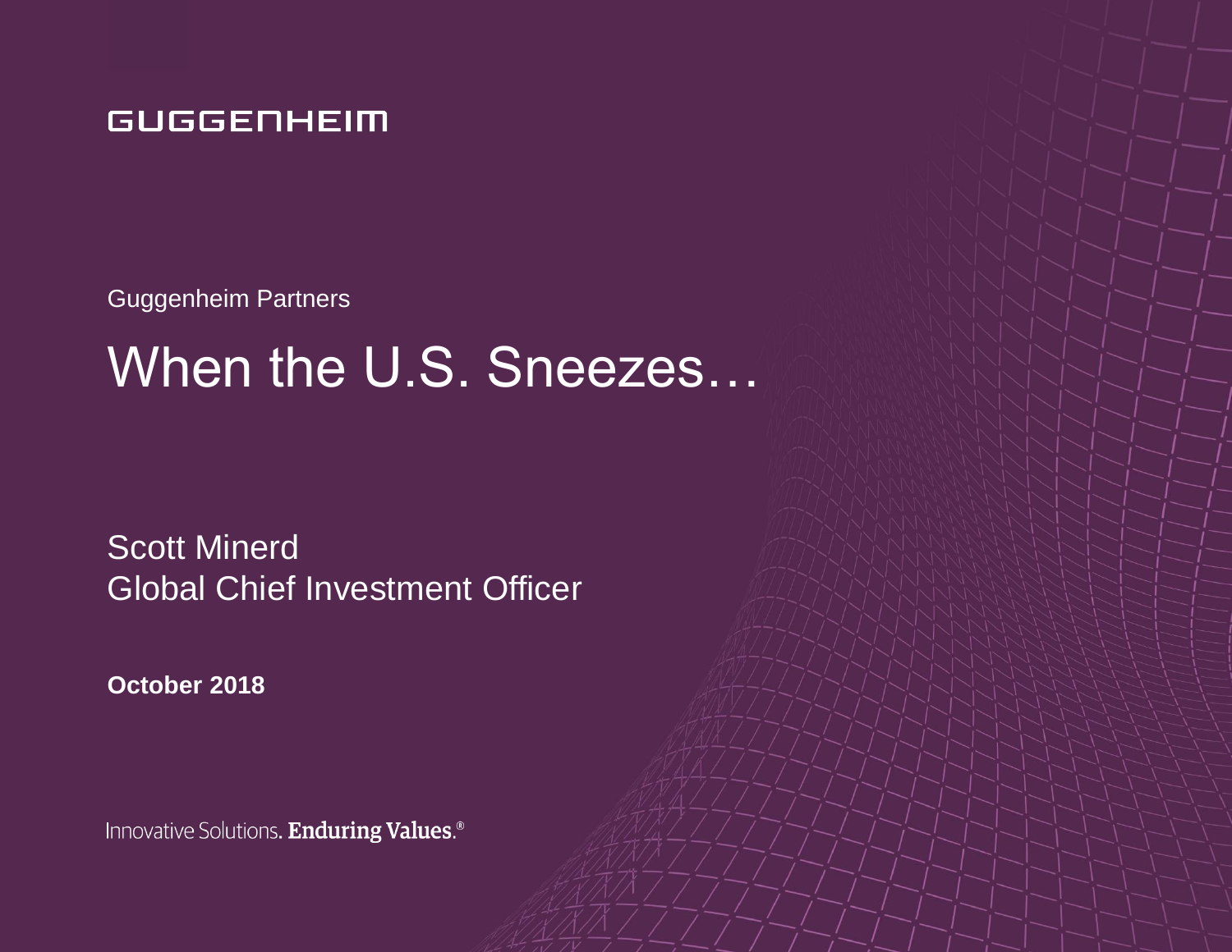GUGGENHEIM

Guggenheim Partners

# When the U.S. Sneezes…

Scott Minerd
Global Chief Investment Officer

**October 2018**

Innovative Solutions. **Enduring Values.**®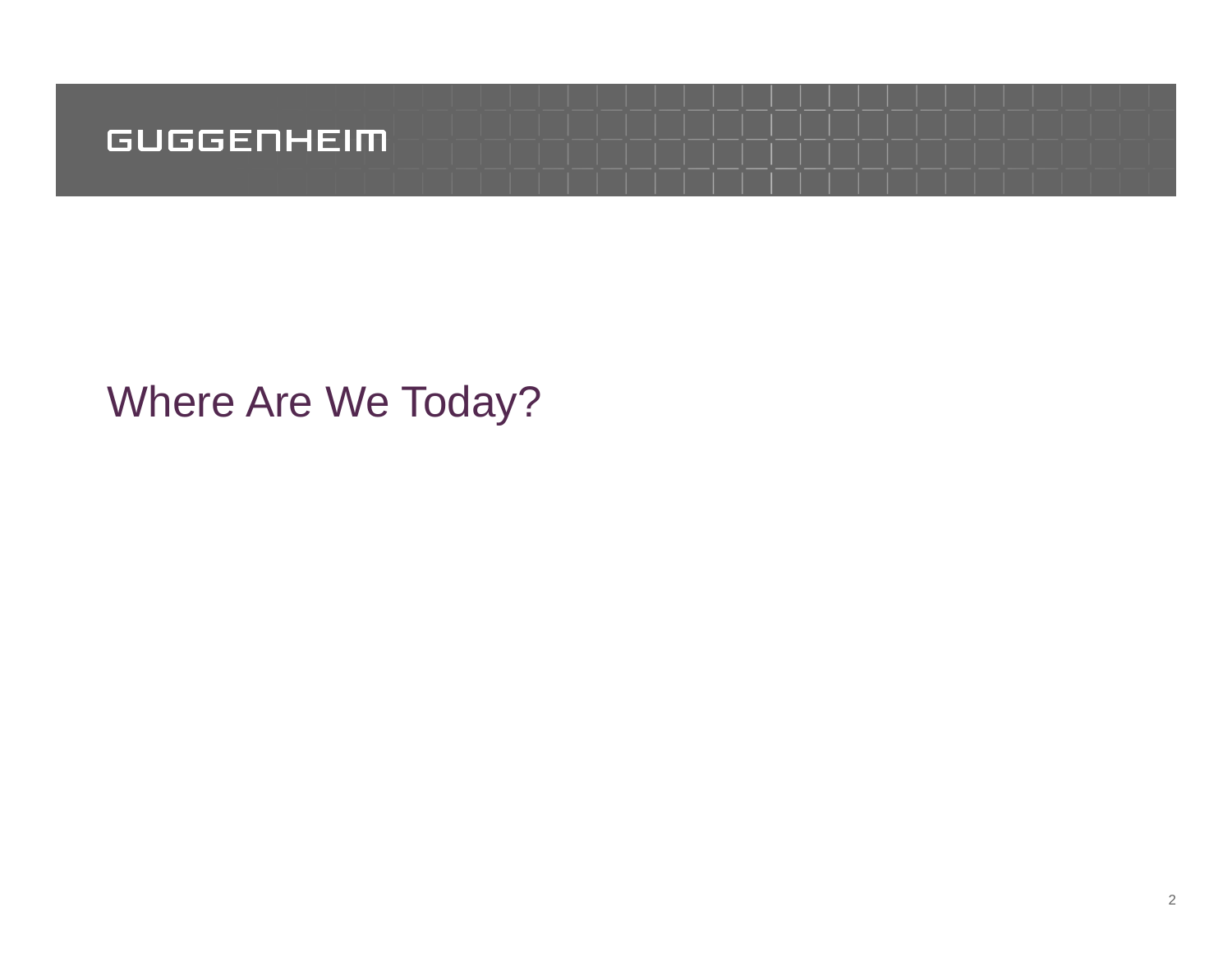# Where Are We Today?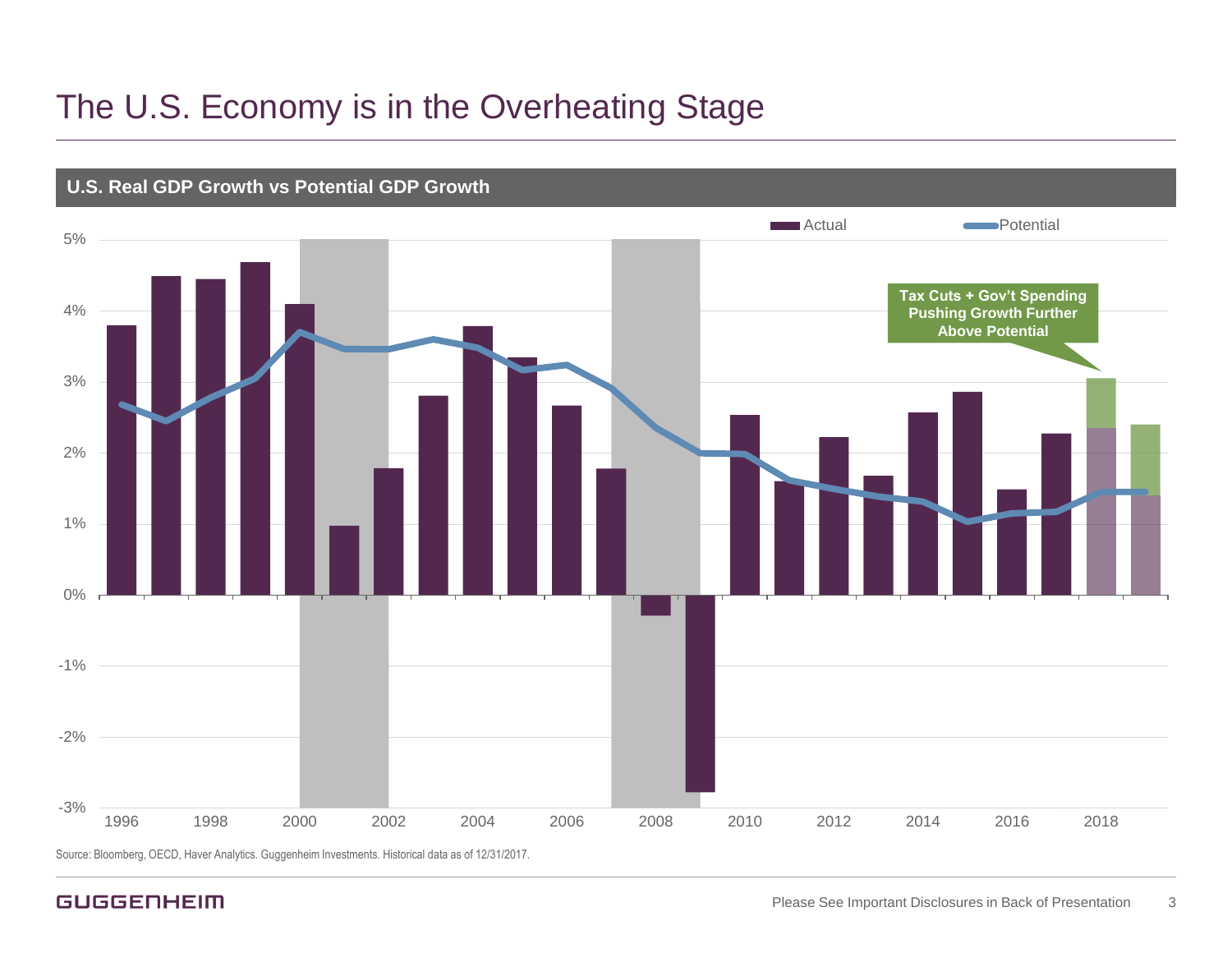# The U.S. Economy is in the Overheating Stage

## U.S. Real GDP Growth vs Potential GDP Growth

Actual | Potential

Tax Cuts + Gov't Spending Pushing Growth Further Above Potential

Source: Bloomberg, OECD, Haver Analytics. Guggenheim Investments. Historical data as of 12/31/2017.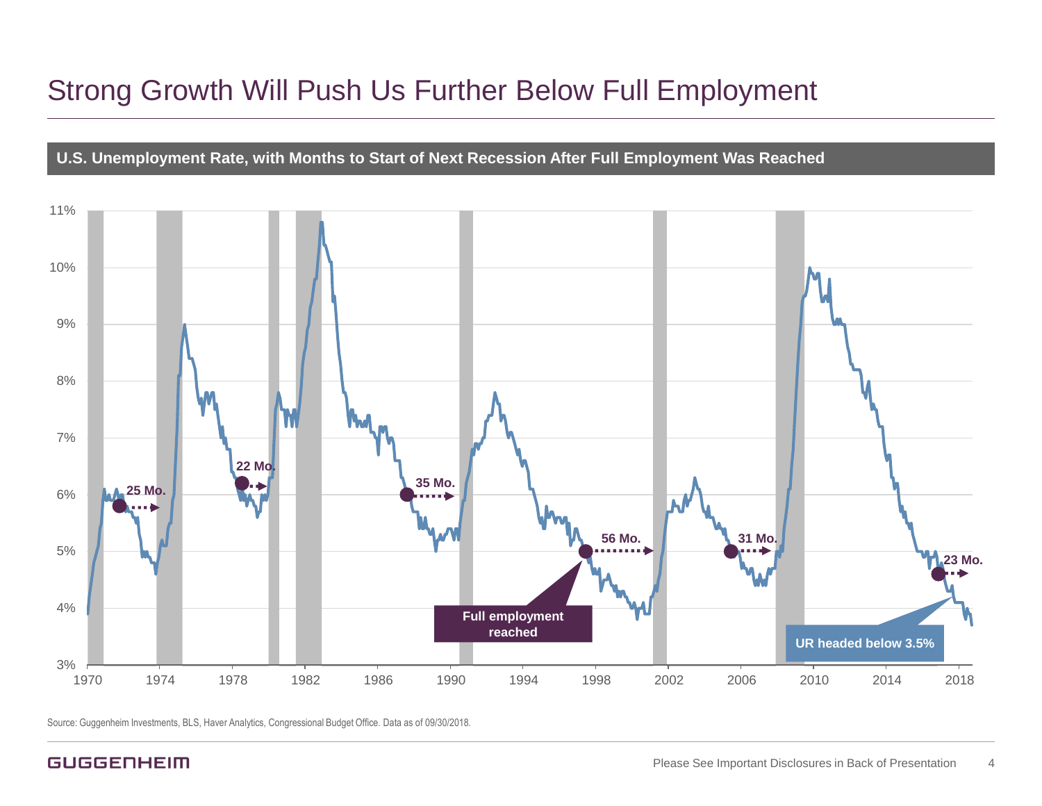# Strong Growth Will Push Us Further Below Full Employment

**U.S. Unemployment Rate, with Months to Start of Next Recession After Full Employment Was Reached**

25 Mo.

22 Mo.

35 Mo.

56 Mo.

31 Mo.

23 Mo.

Full employment reached

UR headed below 3.5%

Source: Guggenheim Investments, BLS, Haver Analytics, Congressional Budget Office. Data as of 09/30/2018.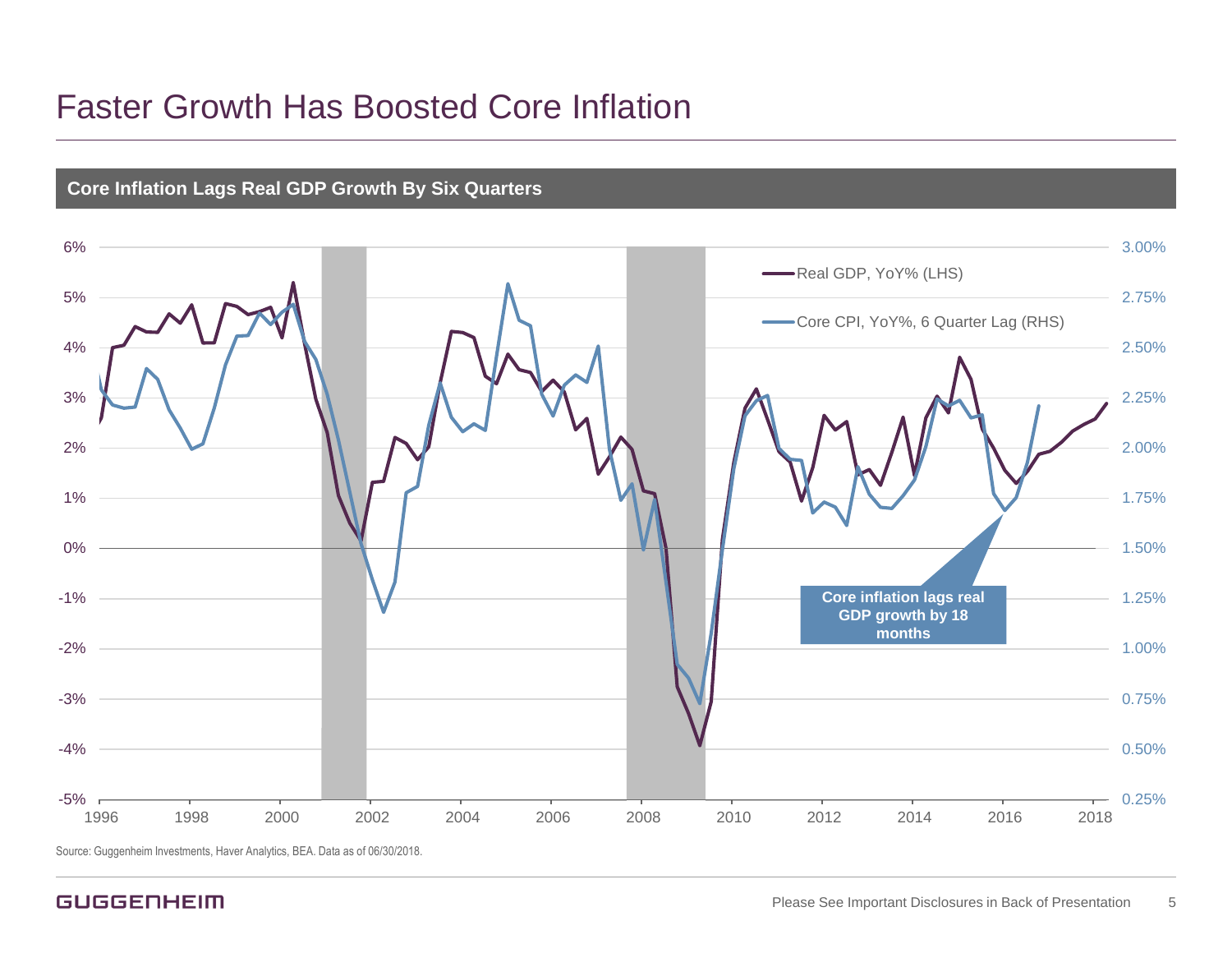# Faster Growth Has Boosted Core Inflation

## Core Inflation Lags Real GDP Growth By Six Quarters

Real GDP, YoY% (LHS)

Core CPI, YoY%, 6 Quarter Lag (RHS)

Core inflation lags real GDP growth by 18 months

Source: Guggenheim Investments, Haver Analytics, BEA. Data as of 06/30/2018.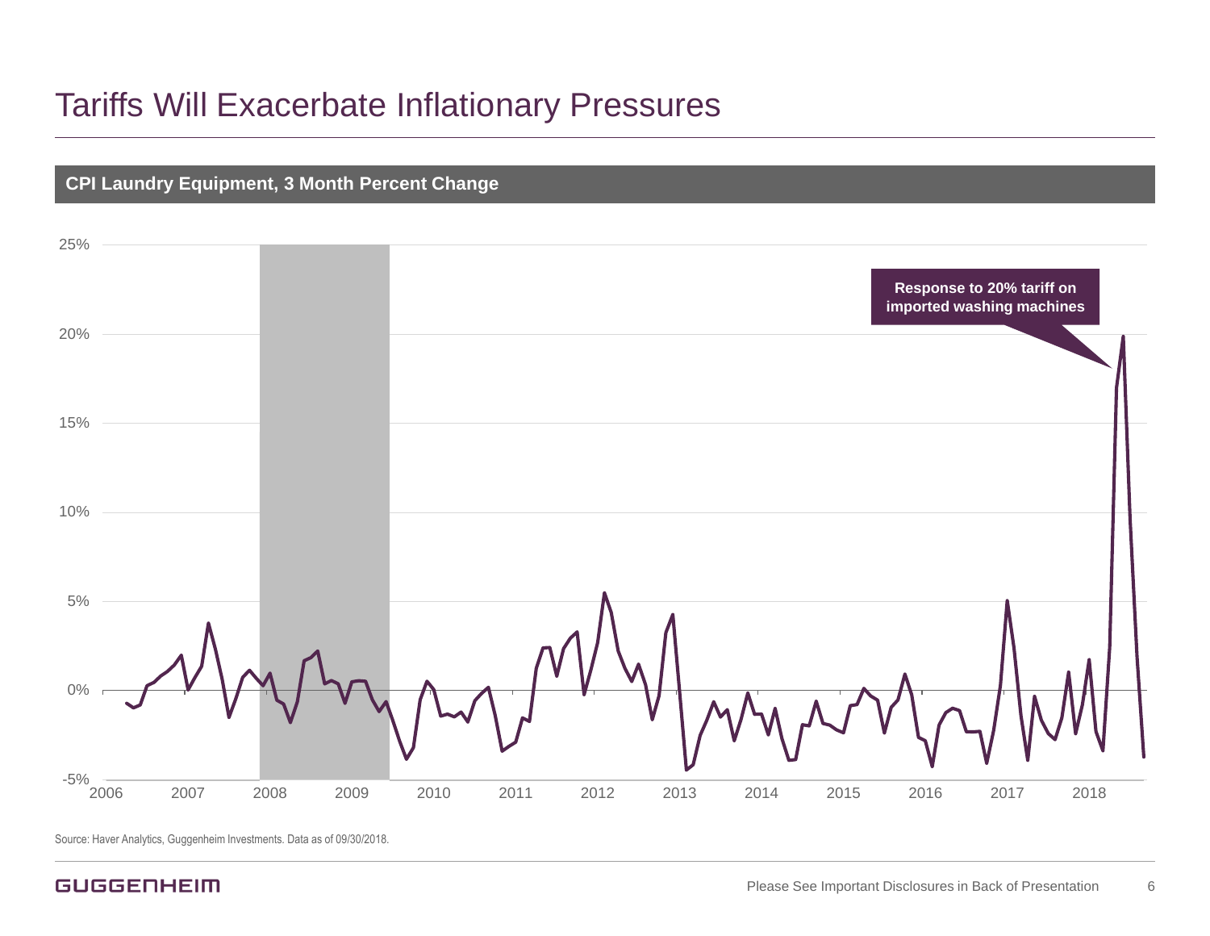# Tariffs Will Exacerbate Inflationary Pressures

**CPI Laundry Equipment, 3 Month Percent Change**

25%
20%
15%
10%
5%
0%
-5%

2006 2007 2008 2009 2010 2011 2012 2013 2014 2015 2016 2017 2018

**Response to 20% tariff on imported washing machines**

Source: Haver Analytics, Guggenheim Investments. Data as of 09/30/2018.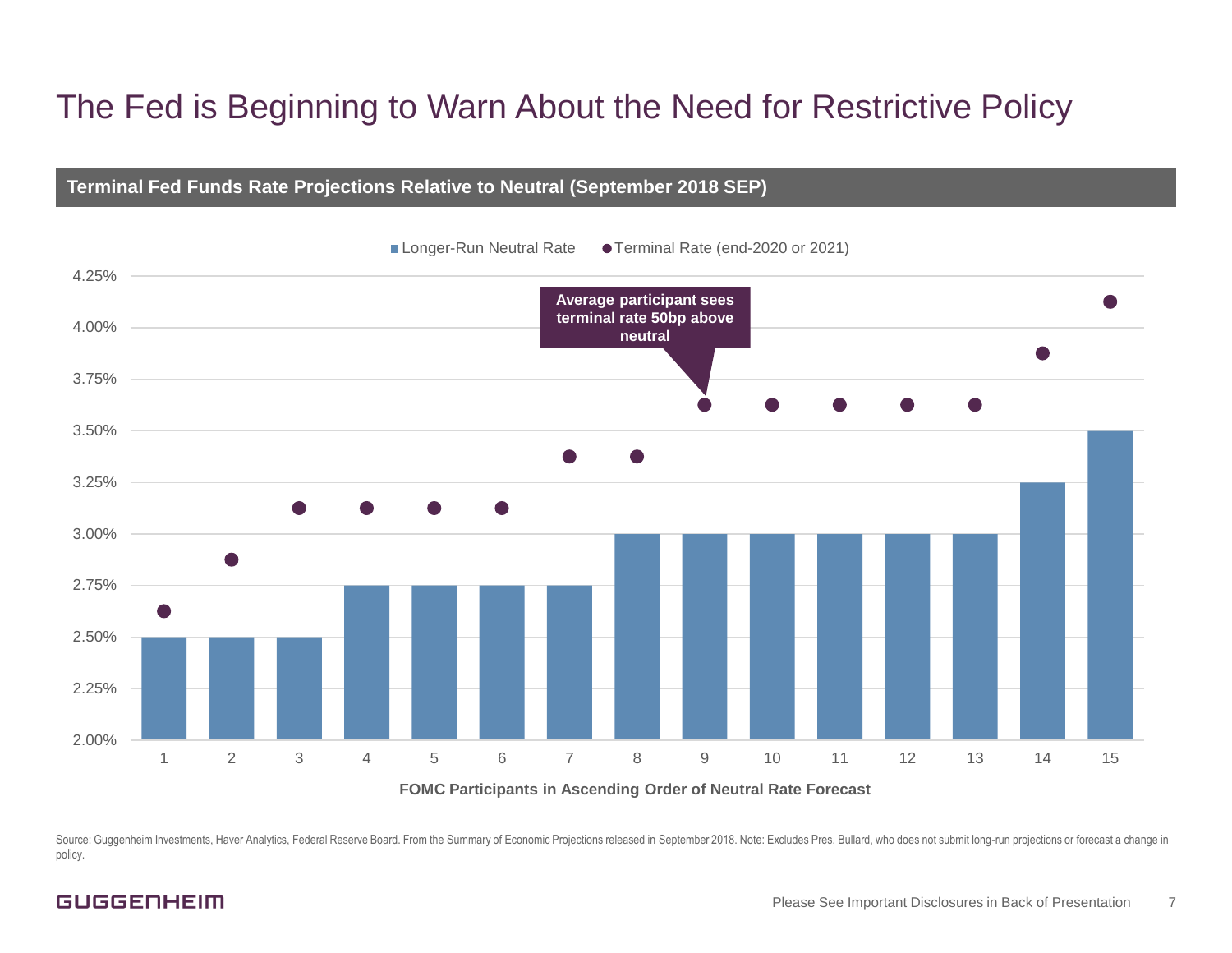# The Fed is Beginning to Warn About the Need for Restrictive Policy

**Terminal Fed Funds Rate Projections Relative to Neutral (September 2018 SEP)**

Longer-Run Neutral Rate | Terminal Rate (end-2020 or 2021)

Average participant sees terminal rate 50bp above neutral

| FOMC Participant | Longer-Run Neutral Rate | Terminal Rate (end-2020 or 2021) |
|---|---|---|
| 1 | 2.50% | 2.625% |
| 2 | 2.50% | 2.875% |
| 3 | 2.50% | 3.125% |
| 4 | 2.75% | 3.125% |
| 5 | 2.75% | 3.125% |
| 6 | 2.75% | 3.125% |
| 7 | 2.75% | 3.375% |
| 8 | 3.00% | 3.375% |
| 9 | 3.00% | 3.625% |
| 10 | 3.00% | 3.625% |
| 11 | 3.00% | 3.625% |
| 12 | 3.00% | 3.625% |
| 13 | 3.00% | 3.625% |
| 14 | 3.25% | 3.875% |
| 15 | 3.50% | 4.125% |

**FOMC Participants in Ascending Order of Neutral Rate Forecast**

Source: Guggenheim Investments, Haver Analytics, Federal Reserve Board. From the Summary of Economic Projections released in September 2018. Note: Excludes Pres. Bullard, who does not submit long-run projections or forecast a change in policy.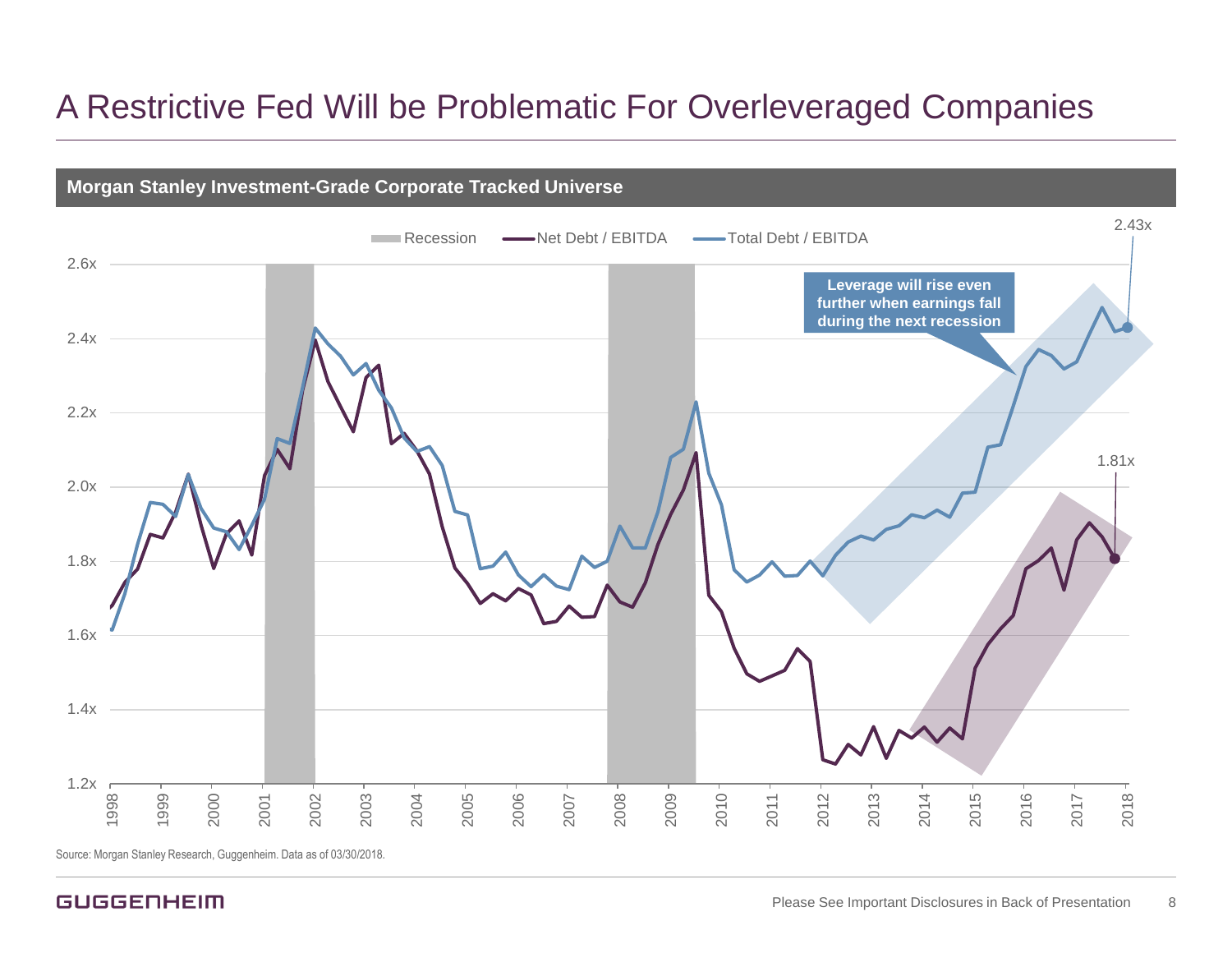# A Restrictive Fed Will be Problematic For Overleveraged Companies

**Morgan Stanley Investment-Grade Corporate Tracked Universe**

Recession — Net Debt / EBITDA — Total Debt / EBITDA

2.43x

**Leverage will rise even further when earnings fall during the next recession**

1.81x

Source: Morgan Stanley Research, Guggenheim. Data as of 03/30/2018.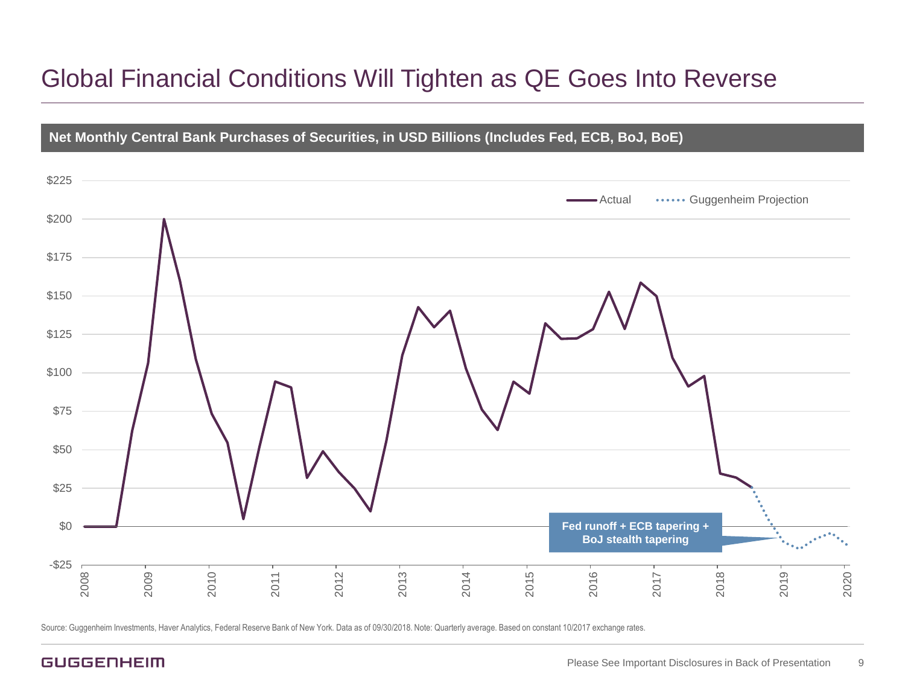# Global Financial Conditions Will Tighten as QE Goes Into Reverse

**Net Monthly Central Bank Purchases of Securities, in USD Billions (Includes Fed, ECB, BoJ, BoE)**

Actual | Guggenheim Projection

Fed runoff + ECB tapering + BoJ stealth tapering

Source: Guggenheim Investments, Haver Analytics, Federal Reserve Bank of New York. Data as of 09/30/2018. Note: Quarterly average. Based on constant 10/2017 exchange rates.

Please See Important Disclosures in Back of Presentation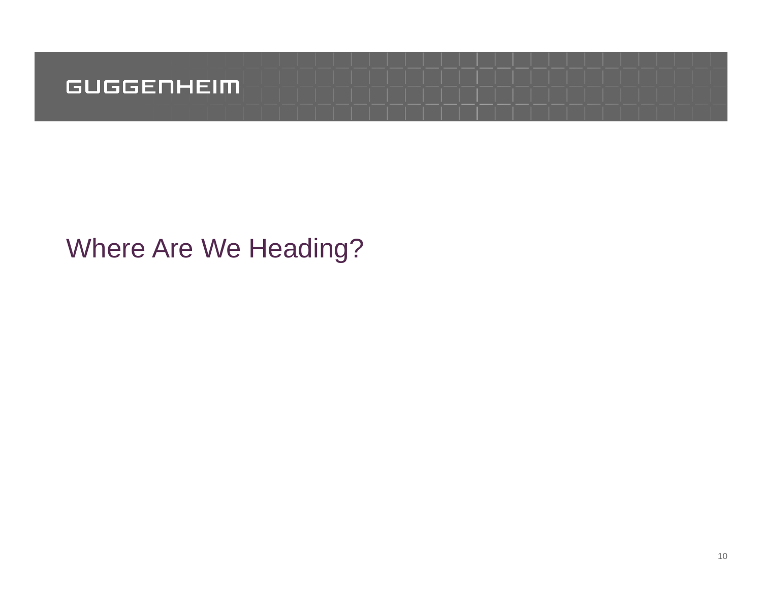# Where Are We Heading?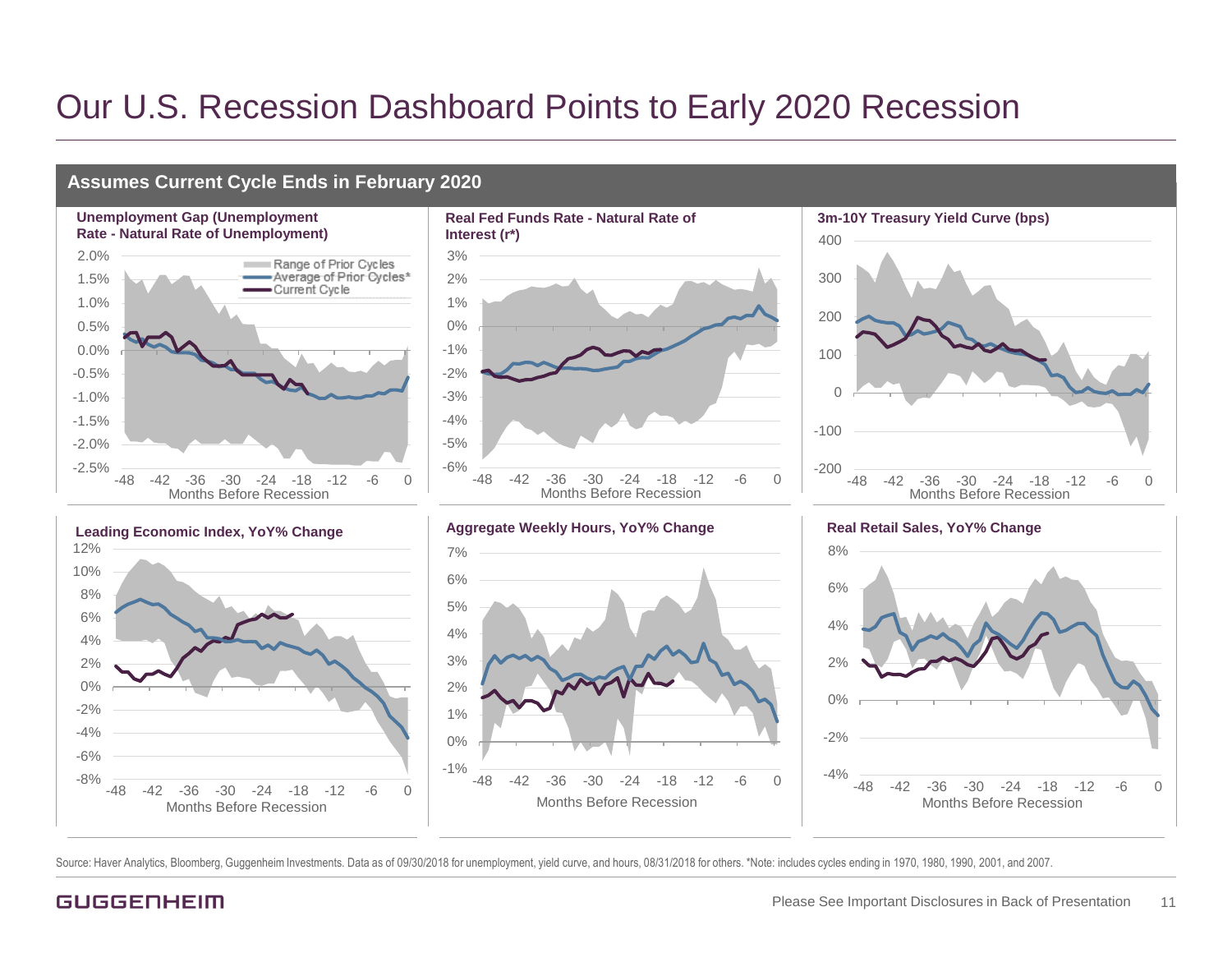# Our U.S. Recession Dashboard Points to Early 2020 Recession

## Assumes Current Cycle Ends in February 2020

**Unemployment Gap (Unemployment Rate - Natural Rate of Unemployment)**

**Real Fed Funds Rate - Natural Rate of Interest (r*)**

**3m-10Y Treasury Yield Curve (bps)**

**Leading Economic Index, YoY% Change**

**Aggregate Weekly Hours, YoY% Change**

**Real Retail Sales, YoY% Change**

Legend: Range of Prior Cycles; Average of Prior Cycles*; Current Cycle

Months Before Recession

Source: Haver Analytics, Bloomberg, Guggenheim Investments. Data as of 09/30/2018 for unemployment, yield curve, and hours, 08/31/2018 for others. *Note: includes cycles ending in 1970, 1980, 1990, 2001, and 2007.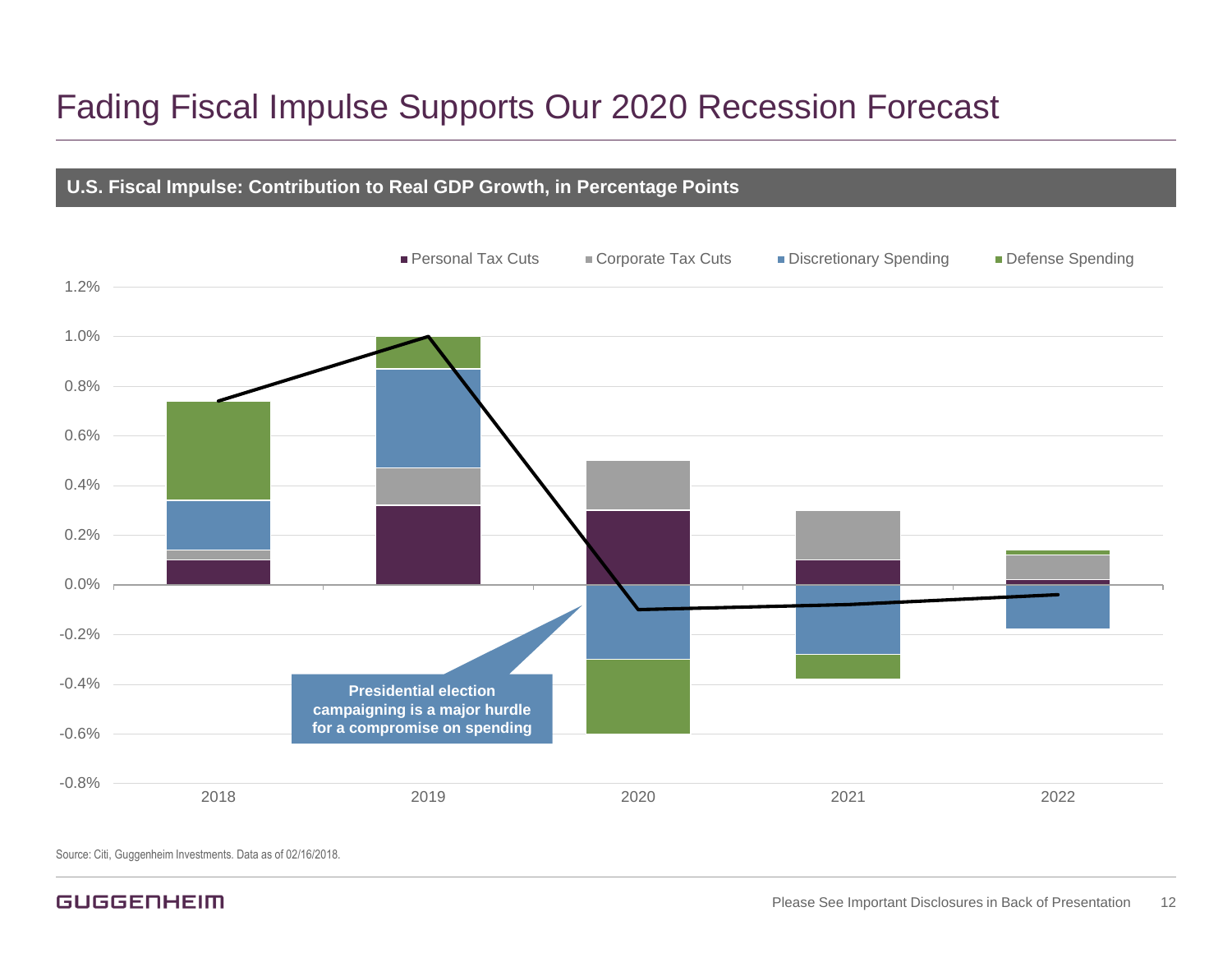# Fading Fiscal Impulse Supports Our 2020 Recession Forecast

**U.S. Fiscal Impulse: Contribution to Real GDP Growth, in Percentage Points**

■ Personal Tax Cuts ■ Corporate Tax Cuts ■ Discretionary Spending ■ Defense Spending

1.2%
1.0%
0.8%
0.6%
0.4%
0.2%
0.0%
-0.2%
-0.4%
-0.6%
-0.8%

2018 2019 2020 2021 2022

**Presidential election campaigning is a major hurdle for a compromise on spending**

Source: Citi, Guggenheim Investments. Data as of 02/16/2018.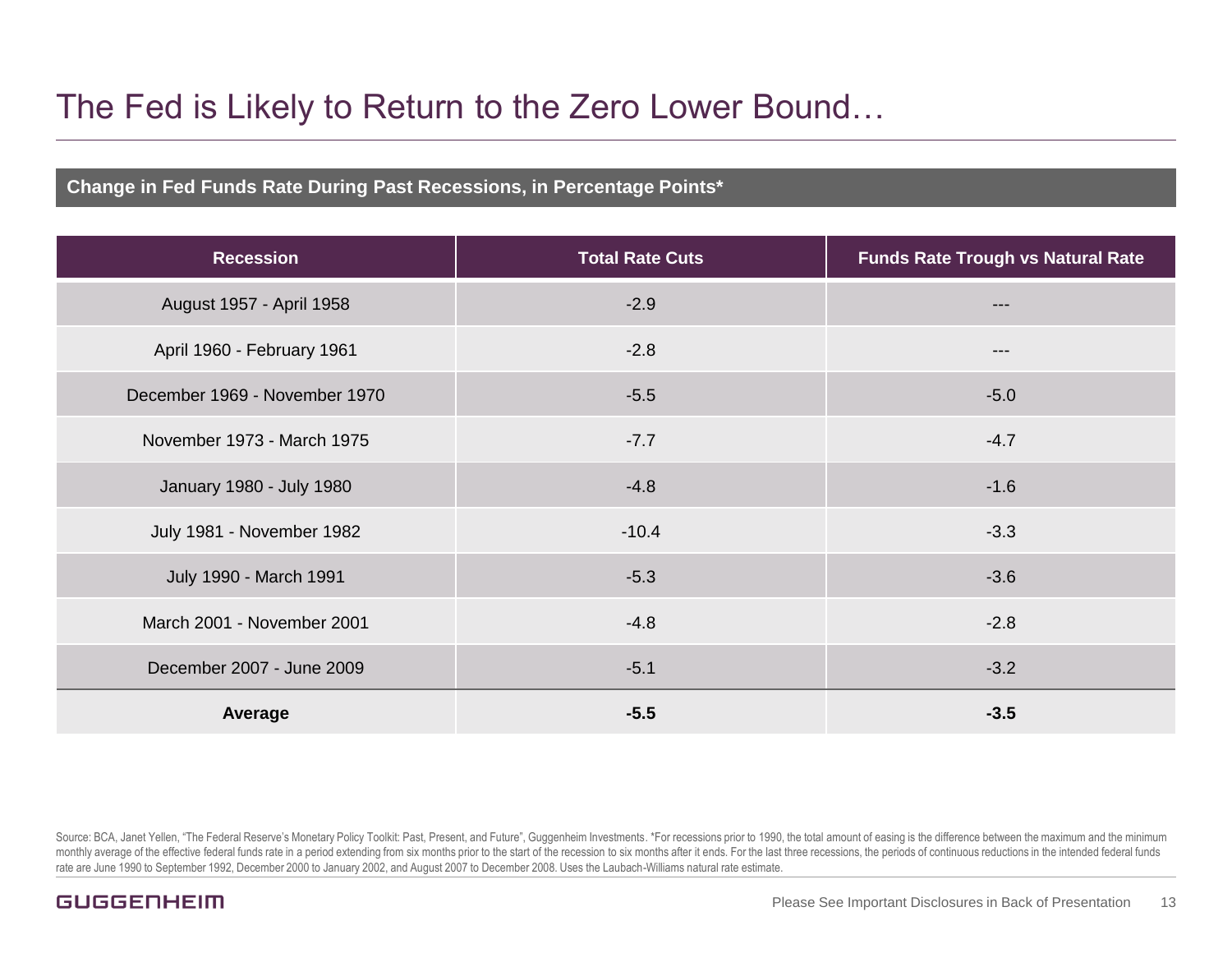# The Fed is Likely to Return to the Zero Lower Bound…

**Change in Fed Funds Rate During Past Recessions, in Percentage Points***

| Recession | Total Rate Cuts | Funds Rate Trough vs Natural Rate |
|---|---|---|
| August 1957 - April 1958 | -2.9 | --- |
| April 1960 - February 1961 | -2.8 | --- |
| December 1969 - November 1970 | -5.5 | -5.0 |
| November 1973 - March 1975 | -7.7 | -4.7 |
| January 1980 - July 1980 | -4.8 | -1.6 |
| July 1981 - November 1982 | -10.4 | -3.3 |
| July 1990 - March 1991 | -5.3 | -3.6 |
| March 2001 - November 2001 | -4.8 | -2.8 |
| December 2007 - June 2009 | -5.1 | -3.2 |
| **Average** | **-5.5** | **-3.5** |

Source: BCA, Janet Yellen, "The Federal Reserve's Monetary Policy Toolkit: Past, Present, and Future", Guggenheim Investments. *For recessions prior to 1990, the total amount of easing is the difference between the maximum and the minimum monthly average of the effective federal funds rate in a period extending from six months prior to the start of the recession to six months after it ends. For the last three recessions, the periods of continuous reductions in the intended federal funds rate are June 1990 to September 1992, December 2000 to January 2002, and August 2007 to December 2008. Uses the Laubach-Williams natural rate estimate.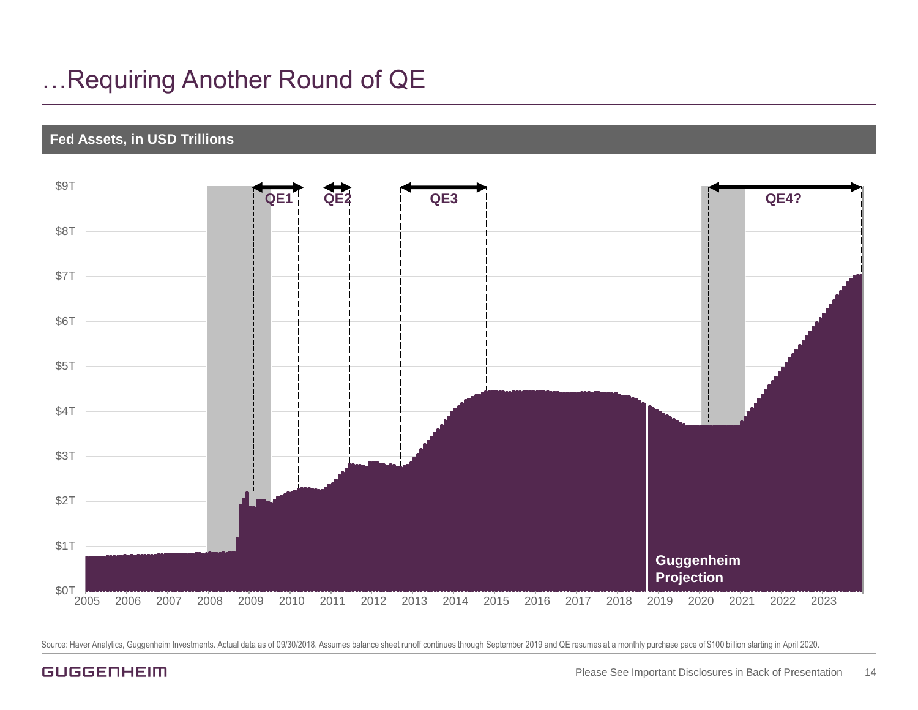# …Requiring Another Round of QE

**Fed Assets, in USD Trillions**

Source: Haver Analytics, Guggenheim Investments. Actual data as of 09/30/2018. Assumes balance sheet runoff continues through September 2019 and QE resumes at a monthly purchase pace of $100 billion starting in April 2020.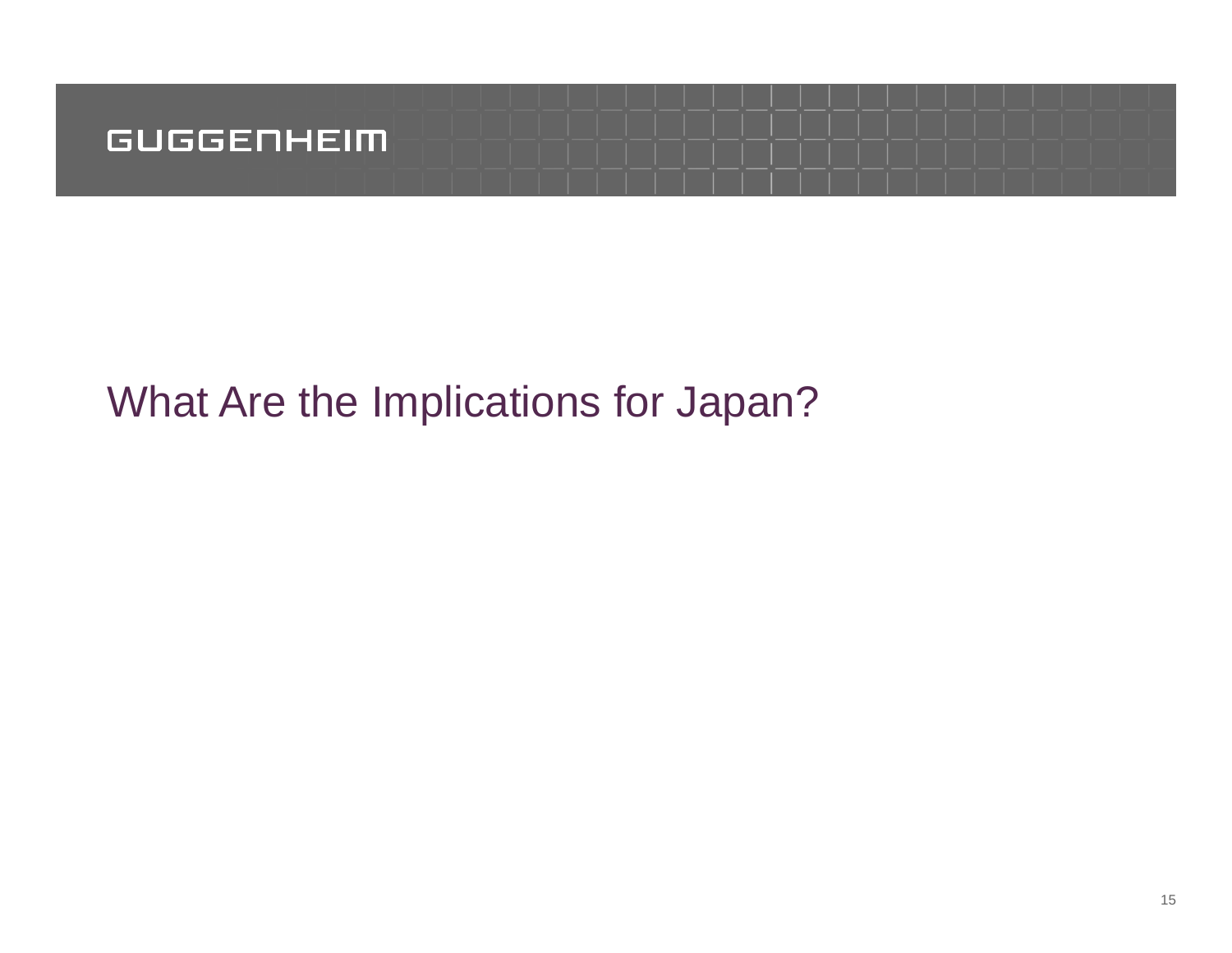# What Are the Implications for Japan?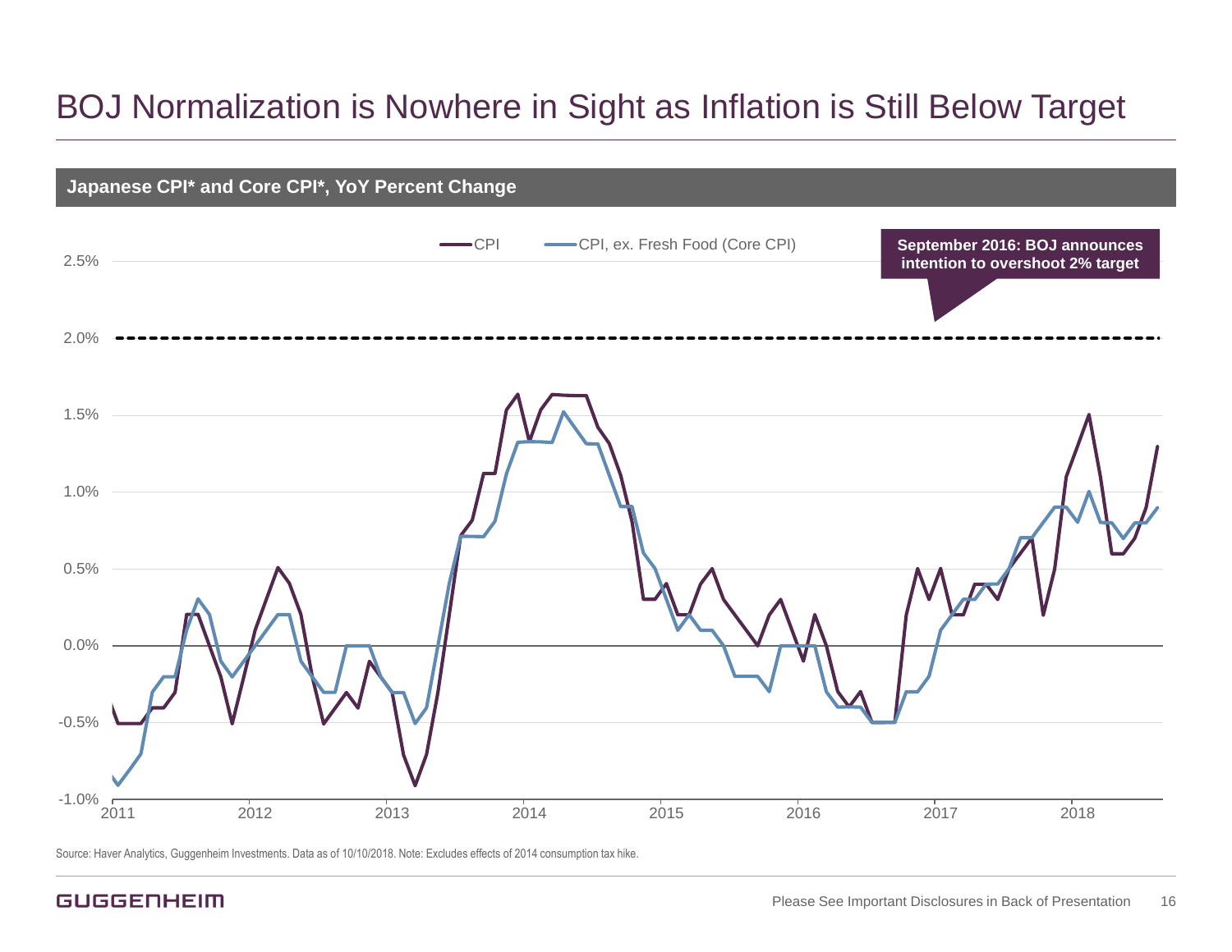# BOJ Normalization is Nowhere in Sight as Inflation is Still Below Target

**Japanese CPI* and Core CPI*, YoY Percent Change**

CPI — CPI, ex. Fresh Food (Core CPI)

**September 2016: BOJ announces intention to overshoot 2% target**

Source: Haver Analytics, Guggenheim Investments. Data as of 10/10/2018. Note: Excludes effects of 2014 consumption tax hike.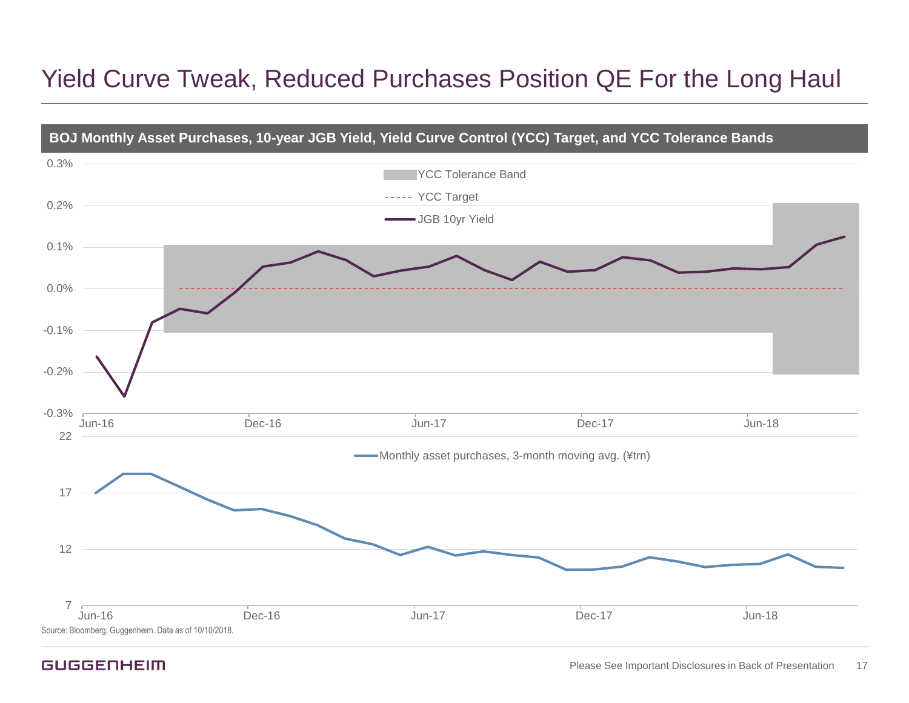# Yield Curve Tweak, Reduced Purchases Position QE For the Long Haul

**BOJ Monthly Asset Purchases, 10-year JGB Yield, Yield Curve Control (YCC) Target, and YCC Tolerance Bands**

YCC Tolerance Band

YCC Target

JGB 10yr Yield

0.3%
0.2%
0.1%
0.0%
-0.1%
-0.2%
-0.3%

Jun-16 Dec-16 Jun-17 Dec-17 Jun-18

Monthly asset purchases, 3-month moving avg. (¥trn)

22
17
12
7

Jun-16 Dec-16 Jun-17 Dec-17 Jun-18

Source: Bloomberg, Guggenheim. Data as of 10/10/2018.

Please See Important Disclosures in Back of Presentation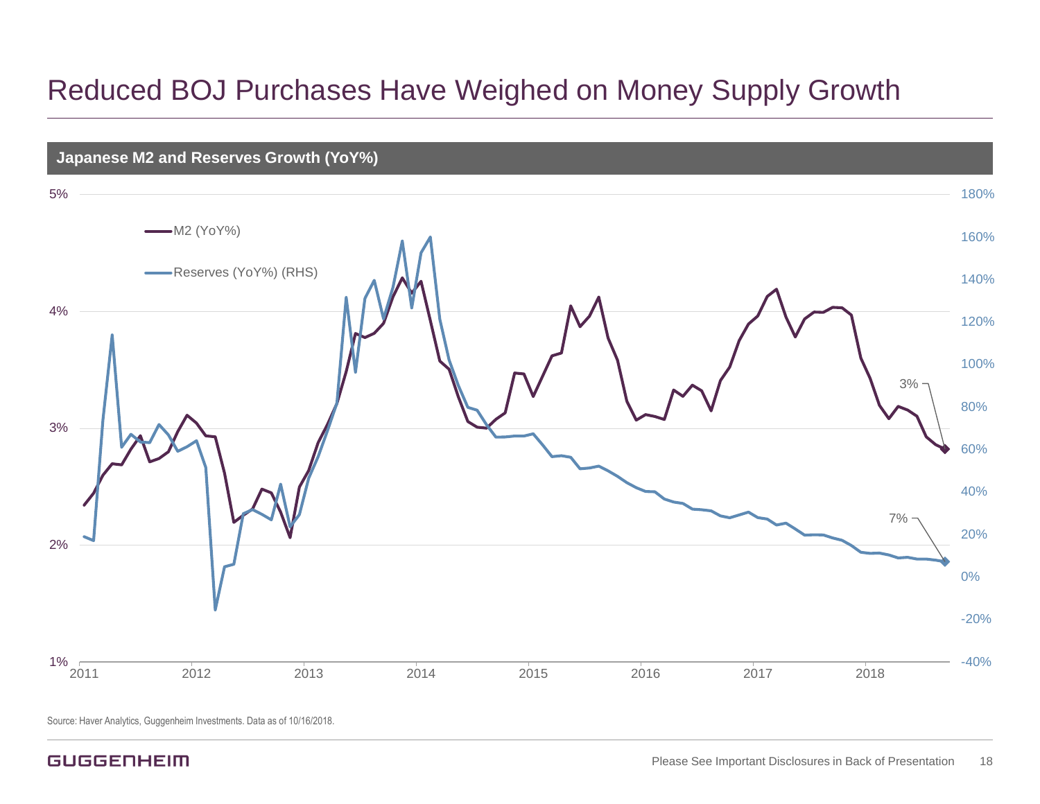# Reduced BOJ Purchases Have Weighed on Money Supply Growth

**Japanese M2 and Reserves Growth (YoY%)**

Source: Haver Analytics, Guggenheim Investments. Data as of 10/16/2018.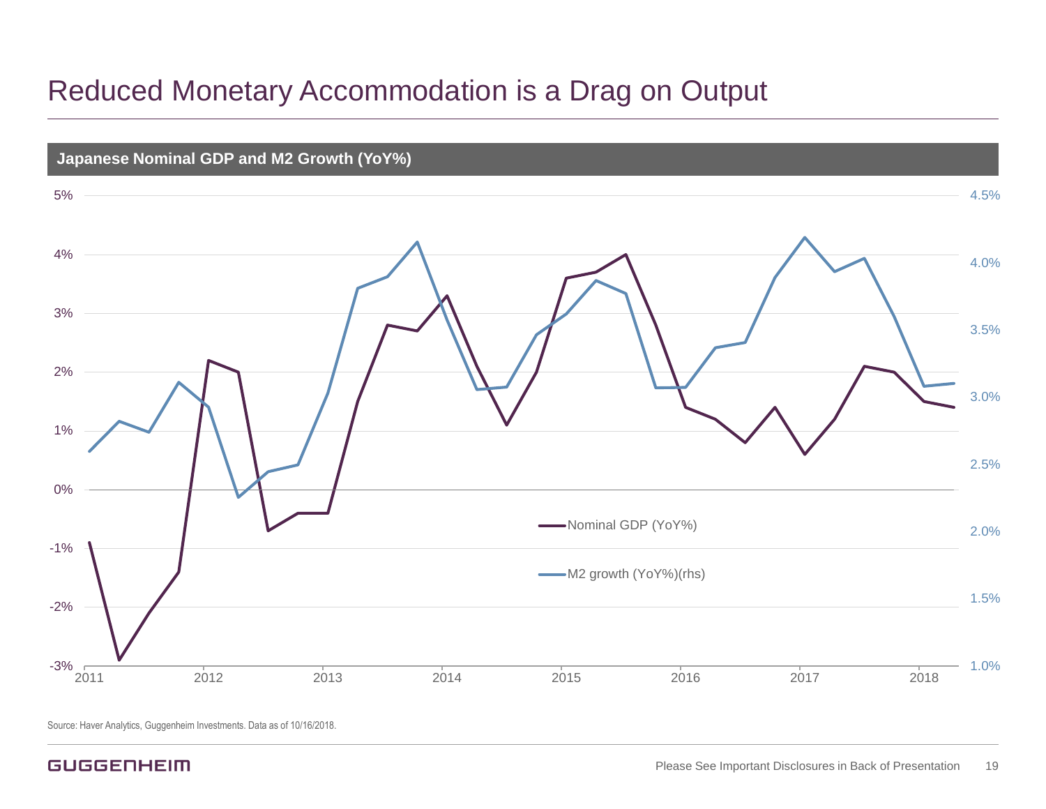# Reduced Monetary Accommodation is a Drag on Output

## Japanese Nominal GDP and M2 Growth (YoY%)

Nominal GDP (YoY%)

M2 growth (YoY%)(rhs)

Source: Haver Analytics, Guggenheim Investments. Data as of 10/16/2018.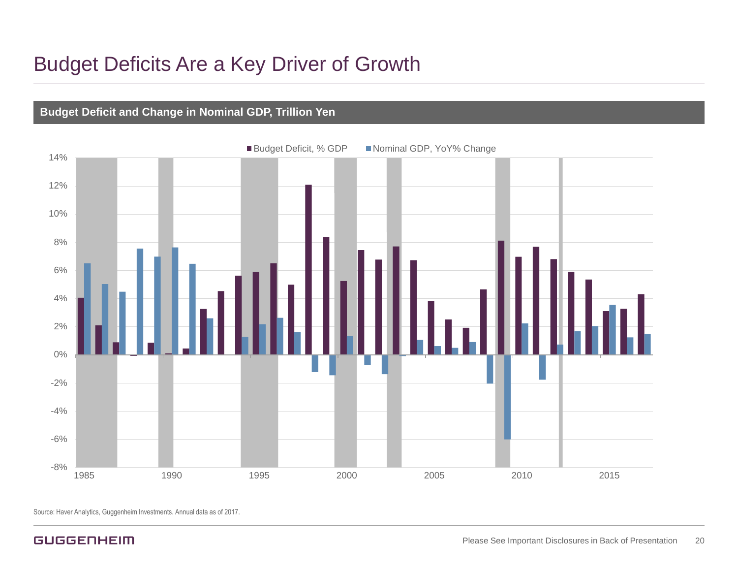# Budget Deficits Are a Key Driver of Growth

**Budget Deficit and Change in Nominal GDP, Trillion Yen**

■ Budget Deficit, % GDP ■ Nominal GDP, YoY% Change

Source: Haver Analytics, Guggenheim Investments. Annual data as of 2017.

Please See Important Disclosures in Back of Presentation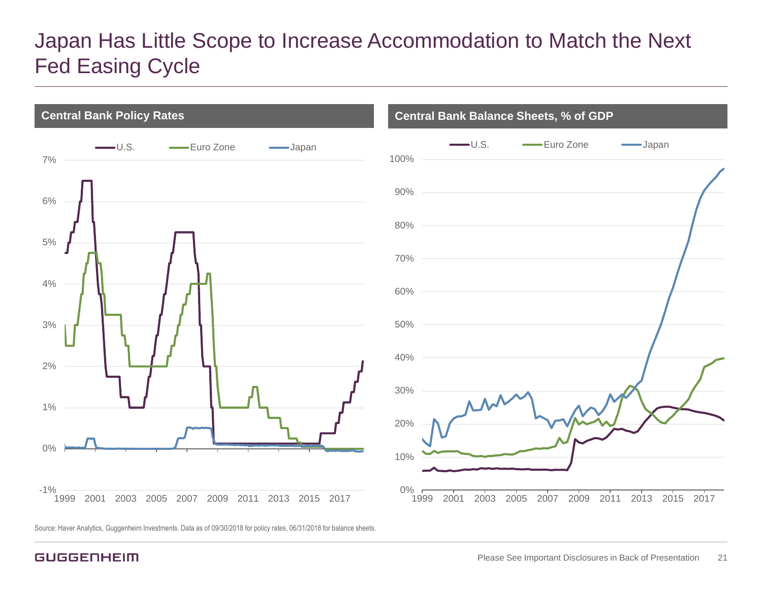# Japan Has Little Scope to Increase Accommodation to Match the Next Fed Easing Cycle

## Central Bank Policy Rates

U.S. | Euro Zone | Japan

## Central Bank Balance Sheets, % of GDP

U.S. | Euro Zone | Japan

Source: Haver Analytics, Guggenheim Investments. Data as of 09/30/2018 for policy rates, 06/31/2018 for balance sheets.

Please See Important Disclosures in Back of Presentation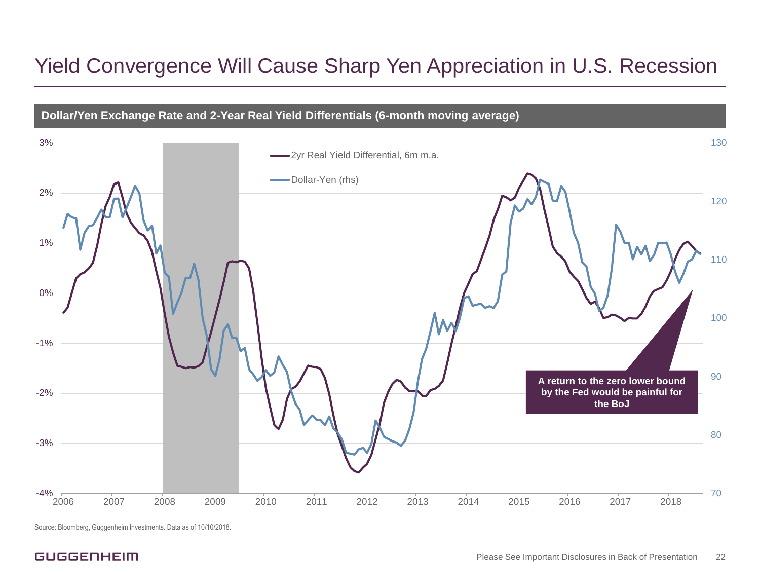# Yield Convergence Will Cause Sharp Yen Appreciation in U.S. Recession

**Dollar/Yen Exchange Rate and 2-Year Real Yield Differentials (6-month moving average)**

2yr Real Yield Differential, 6m m.a.

Dollar-Yen (rhs)

**A return to the zero lower bound by the Fed would be painful for the BoJ**

Source: Bloomberg, Guggenheim Investments. Data as of 10/10/2018.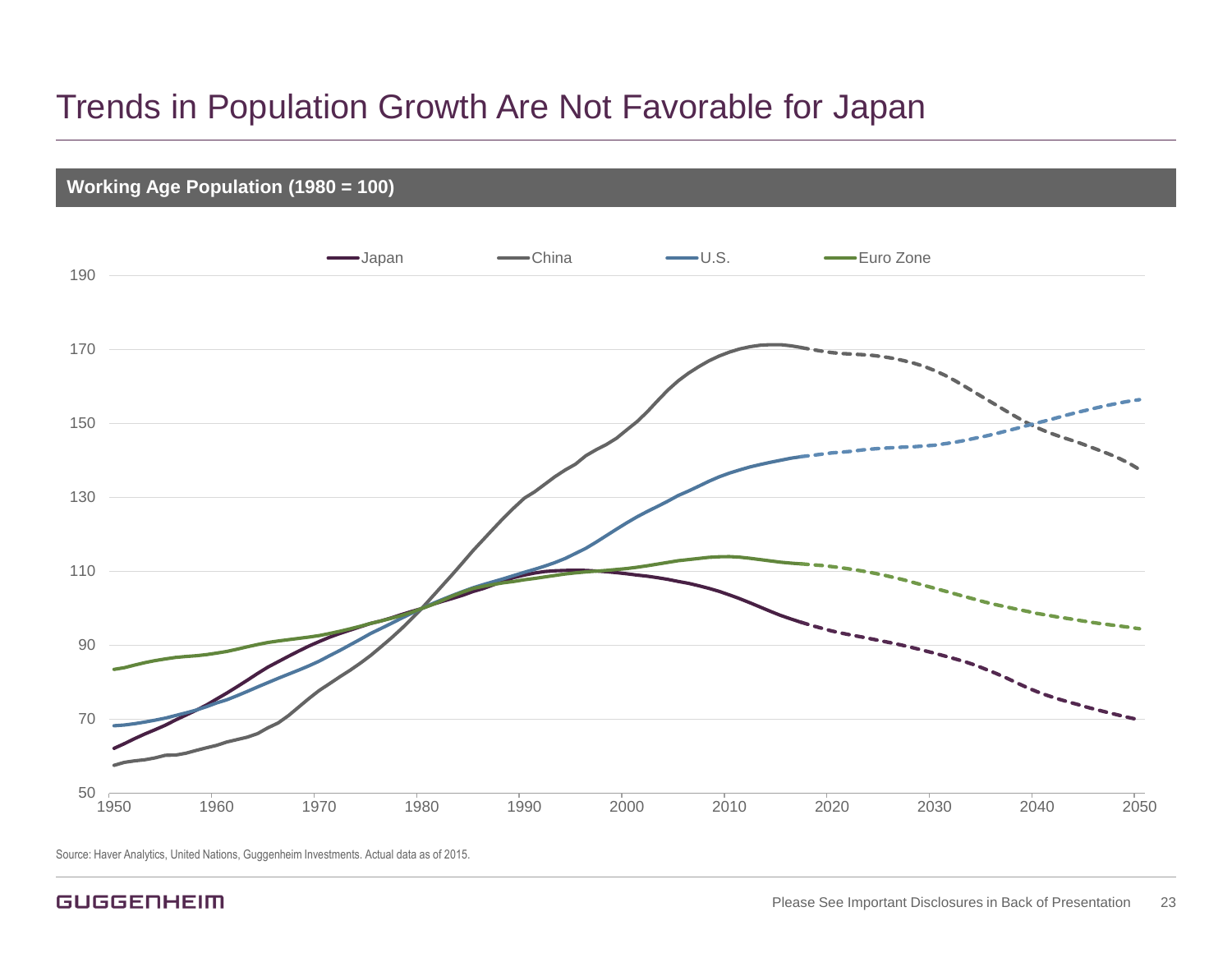# Trends in Population Growth Are Not Favorable for Japan

**Working Age Population (1980 = 100)**

Source: Haver Analytics, United Nations, Guggenheim Investments. Actual data as of 2015.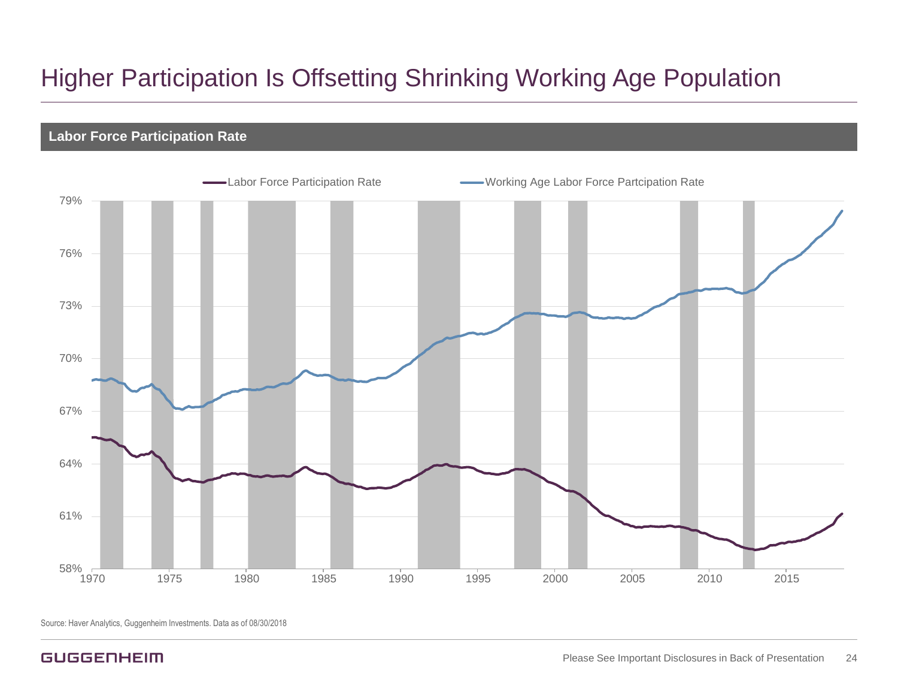# Higher Participation Is Offsetting Shrinking Working Age Population

## Labor Force Participation Rate

Labor Force Participation Rate — Working Age Labor Force Partcipation Rate

79%
76%
73%
70%
67%
64%
61%
58%

1970 1975 1980 1985 1990 1995 2000 2005 2010 2015

Source: Haver Analytics, Guggenheim Investments. Data as of 08/30/2018

Please See Important Disclosures in Back of Presentation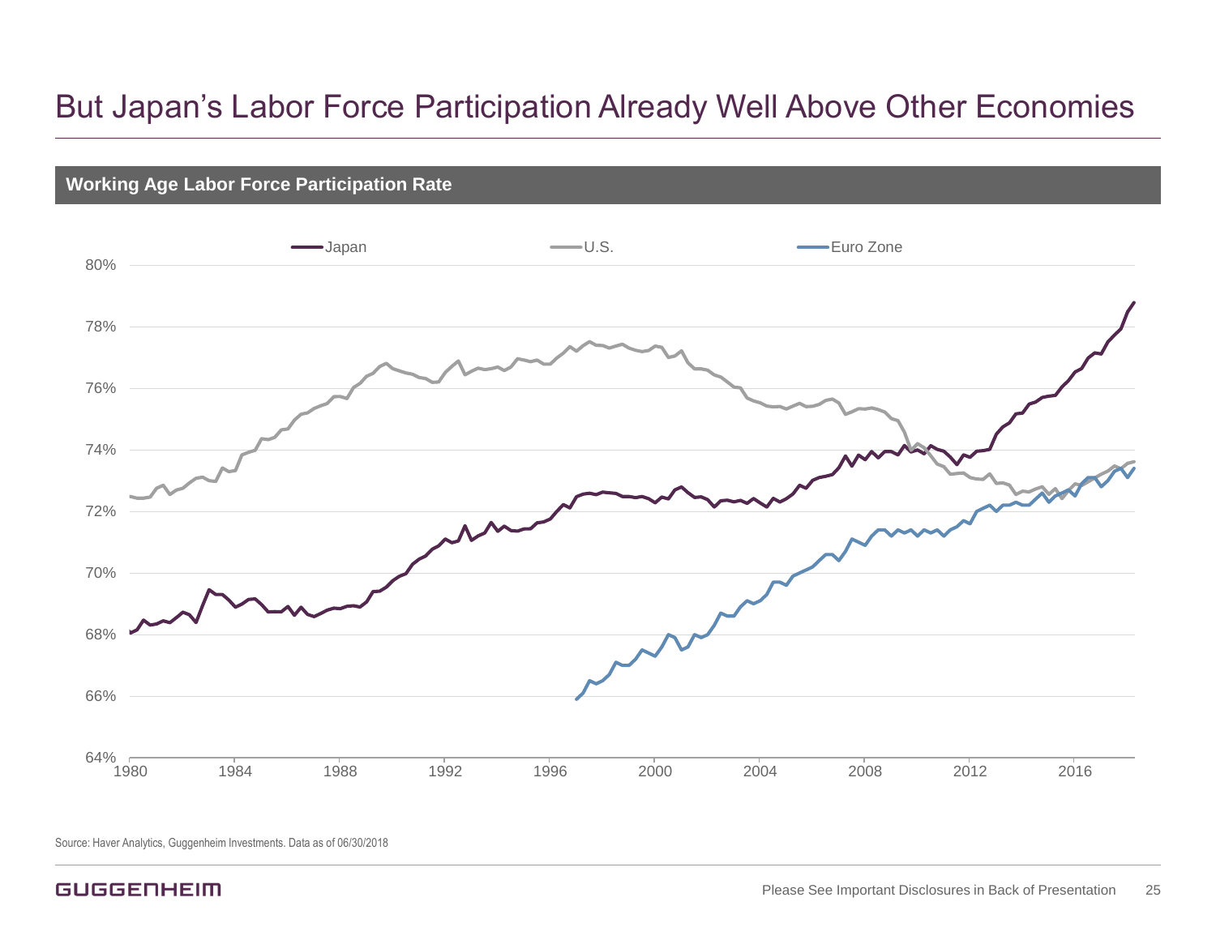# But Japan's Labor Force Participation Already Well Above Other Economies

## Working Age Labor Force Participation Rate

Japan | U.S. | Euro Zone

Source: Haver Analytics, Guggenheim Investments. Data as of 06/30/2018

Please See Important Disclosures in Back of Presentation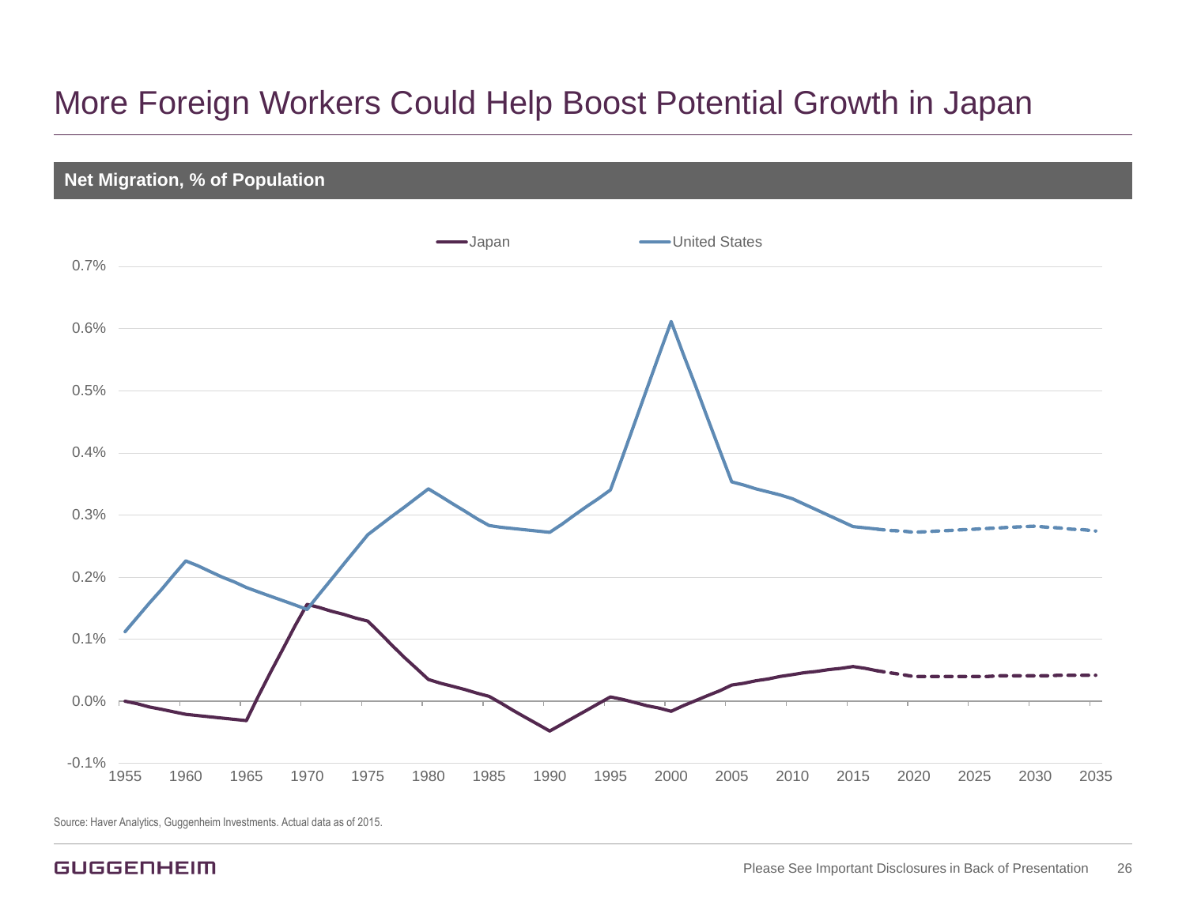# More Foreign Workers Could Help Boost Potential Growth in Japan

**Net Migration, % of Population**

Source: Haver Analytics, Guggenheim Investments. Actual data as of 2015.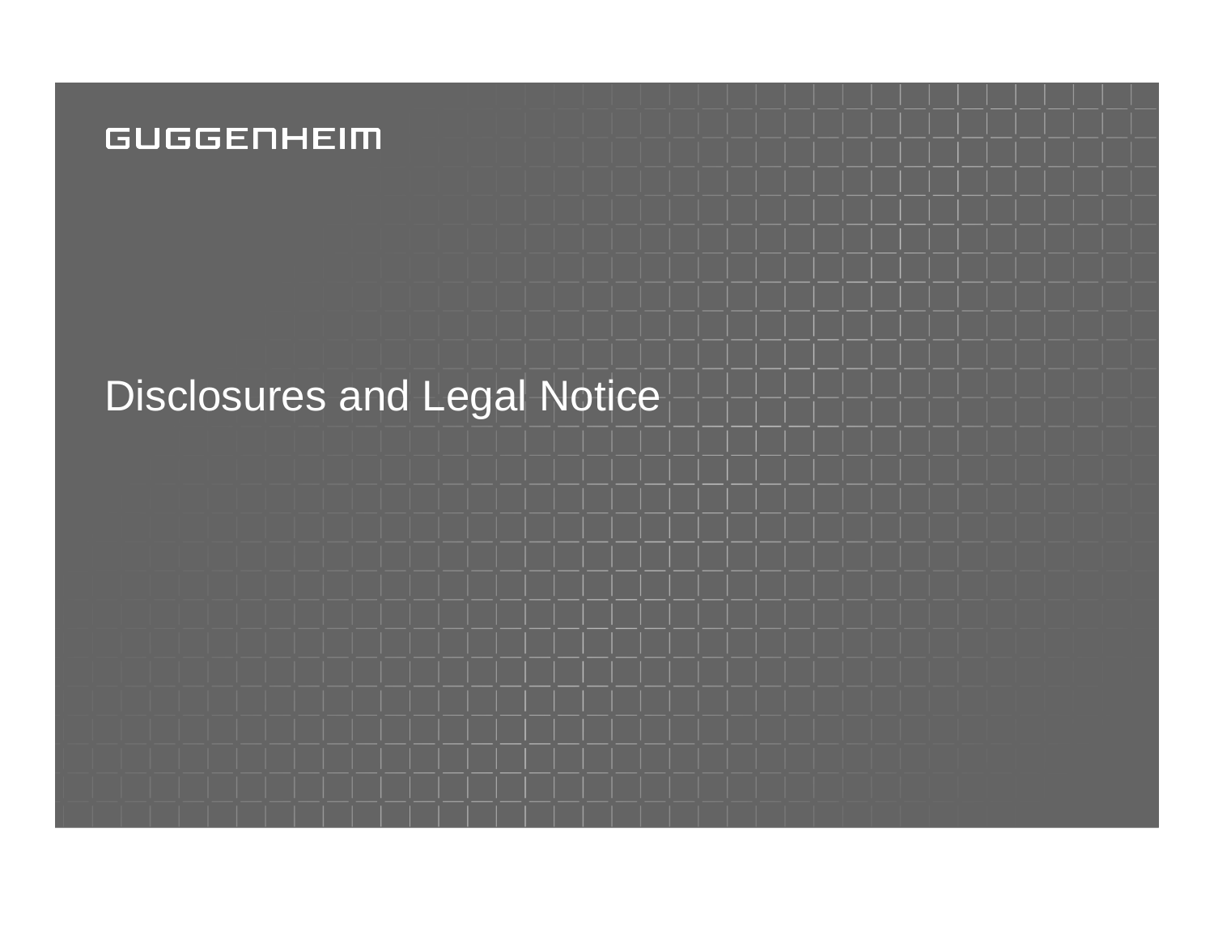GUGGENHEIM

# Disclosures and Legal Notice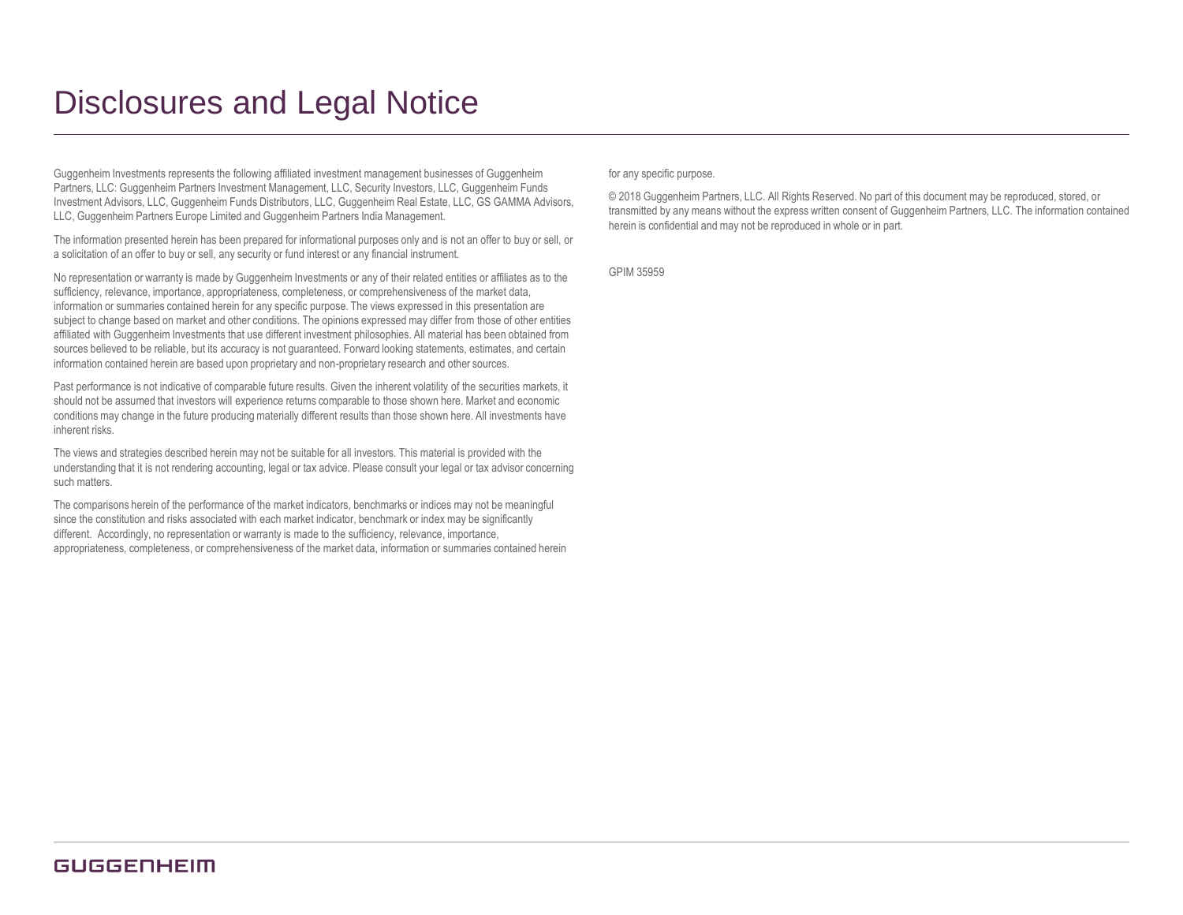# Disclosures and Legal Notice

Guggenheim Investments represents the following affiliated investment management businesses of Guggenheim Partners, LLC: Guggenheim Partners Investment Management, LLC, Security Investors, LLC, Guggenheim Funds Investment Advisors, LLC, Guggenheim Funds Distributors, LLC, Guggenheim Real Estate, LLC, GS GAMMA Advisors, LLC, Guggenheim Partners Europe Limited and Guggenheim Partners India Management.

The information presented herein has been prepared for informational purposes only and is not an offer to buy or sell, or a solicitation of an offer to buy or sell, any security or fund interest or any financial instrument.

No representation or warranty is made by Guggenheim Investments or any of their related entities or affiliates as to the sufficiency, relevance, importance, appropriateness, completeness, or comprehensiveness of the market data, information or summaries contained herein for any specific purpose. The views expressed in this presentation are subject to change based on market and other conditions. The opinions expressed may differ from those of other entities affiliated with Guggenheim Investments that use different investment philosophies. All material has been obtained from sources believed to be reliable, but its accuracy is not guaranteed. Forward looking statements, estimates, and certain information contained herein are based upon proprietary and non-proprietary research and other sources.

Past performance is not indicative of comparable future results. Given the inherent volatility of the securities markets, it should not be assumed that investors will experience returns comparable to those shown here. Market and economic conditions may change in the future producing materially different results than those shown here. All investments have inherent risks.

The views and strategies described herein may not be suitable for all investors. This material is provided with the understanding that it is not rendering accounting, legal or tax advice. Please consult your legal or tax advisor concerning such matters.

The comparisons herein of the performance of the market indicators, benchmarks or indices may not be meaningful since the constitution and risks associated with each market indicator, benchmark or index may be significantly different. Accordingly, no representation or warranty is made to the sufficiency, relevance, importance, appropriateness, completeness, or comprehensiveness of the market data, information or summaries contained herein for any specific purpose.

© 2018 Guggenheim Partners, LLC. All Rights Reserved. No part of this document may be reproduced, stored, or transmitted by any means without the express written consent of Guggenheim Partners, LLC. The information contained herein is confidential and may not be reproduced in whole or in part.

GPIM 35959

GUGGENHEIM